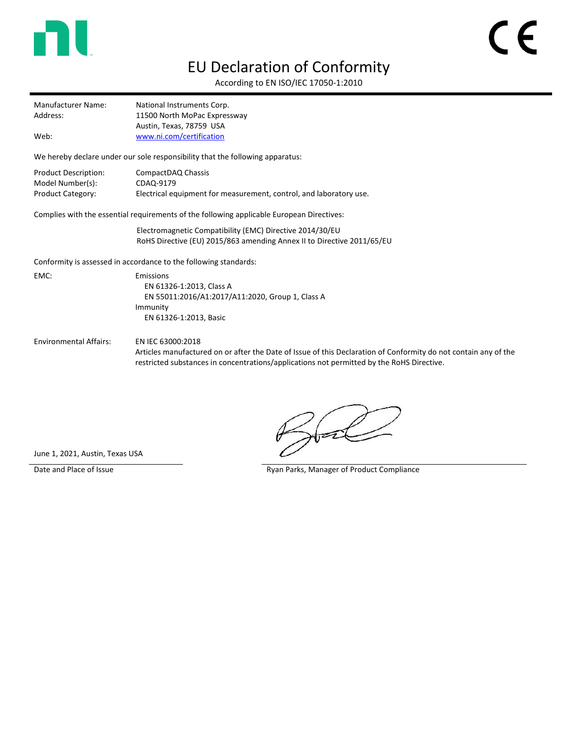# EU Declaration of Conformity

According to EN ISO/IEC 17050-1:2010

---

Manufacturer Name: National Instruments Corp.
Address: 11500 North MoPac Expressway
Austin, Texas, 78759 USA
Web: [www.ni.com/certification](www.ni.com/certification)

We hereby declare under our sole responsibility that the following apparatus:

Product Description: CompactDAQ Chassis
Model Number(s): CDAQ-9179
Product Category: Electrical equipment for measurement, control, and laboratory use.

Complies with the essential requirements of the following applicable European Directives:

Electromagnetic Compatibility (EMC) Directive 2014/30/EU
RoHS Directive (EU) 2015/863 amending Annex II to Directive 2011/65/EU

Conformity is assessed in accordance to the following standards:

EMC:
- Emissions
  - EN 61326-1:2013, Class A
  - EN 55011:2016/A1:2017/A11:2020, Group 1, Class A
- Immunity
  - EN 61326-1:2013, Basic

Environmental Affairs: EN IEC 63000:2018
Articles manufactured on or after the Date of Issue of this Declaration of Conformity do not contain any of the restricted substances in concentrations/applications not permitted by the RoHS Directive.

June 1, 2021, Austin, Texas USA

Date and Place of Issue

Ryan Parks, Manager of Product Compliance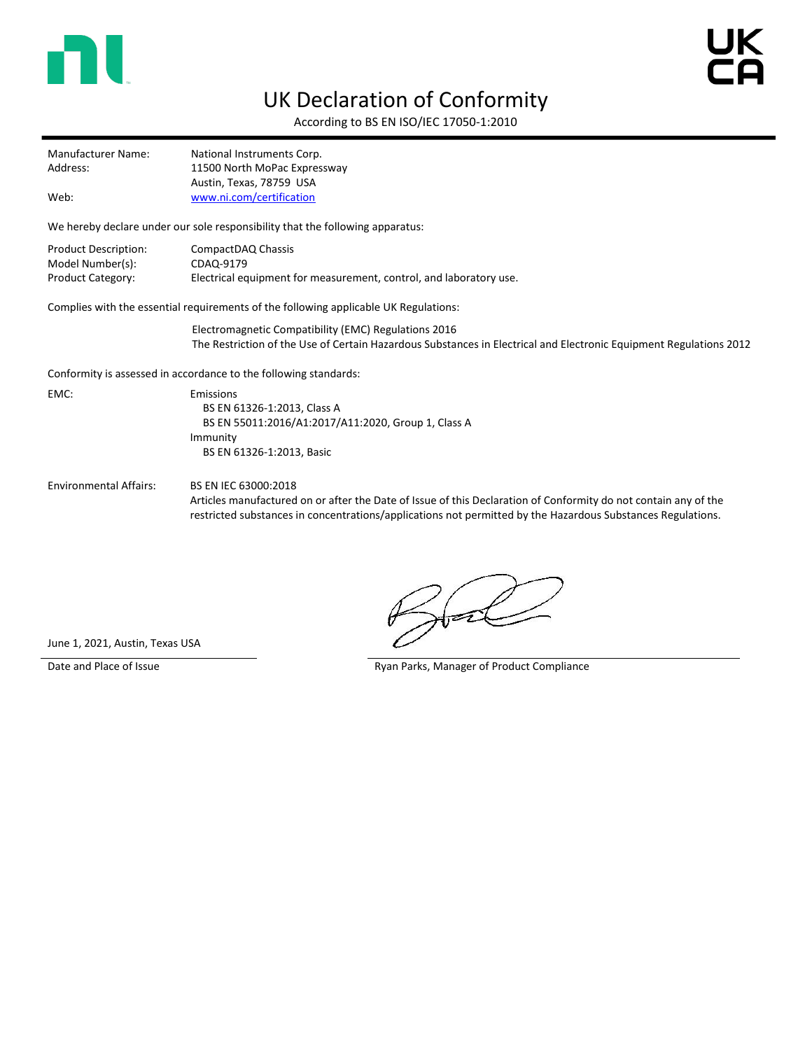# UK Declaration of Conformity

According to BS EN ISO/IEC 17050-1:2010

| | |
|---|---|
| Manufacturer Name: | National Instruments Corp. |
| Address: | 11500 North MoPac Expressway<br>Austin, Texas, 78759 USA |
| Web: | www.ni.com/certification |

We hereby declare under our sole responsibility that the following apparatus:

| | |
|---|---|
| Product Description: | CompactDAQ Chassis |
| Model Number(s): | CDAQ-9179 |
| Product Category: | Electrical equipment for measurement, control, and laboratory use. |

Complies with the essential requirements of the following applicable UK Regulations:

Electromagnetic Compatibility (EMC) Regulations 2016
The Restriction of the Use of Certain Hazardous Substances in Electrical and Electronic Equipment Regulations 2012

Conformity is assessed in accordance to the following standards:

EMC:

Emissions
- BS EN 61326-1:2013, Class A
- BS EN 55011:2016/A1:2017/A11:2020, Group 1, Class A

Immunity
- BS EN 61326-1:2013, Basic

Environmental Affairs:

BS EN IEC 63000:2018
Articles manufactured on or after the Date of Issue of this Declaration of Conformity do not contain any of the restricted substances in concentrations/applications not permitted by the Hazardous Substances Regulations.

June 1, 2021, Austin, Texas USA

Date and Place of Issue

Ryan Parks, Manager of Product Compliance